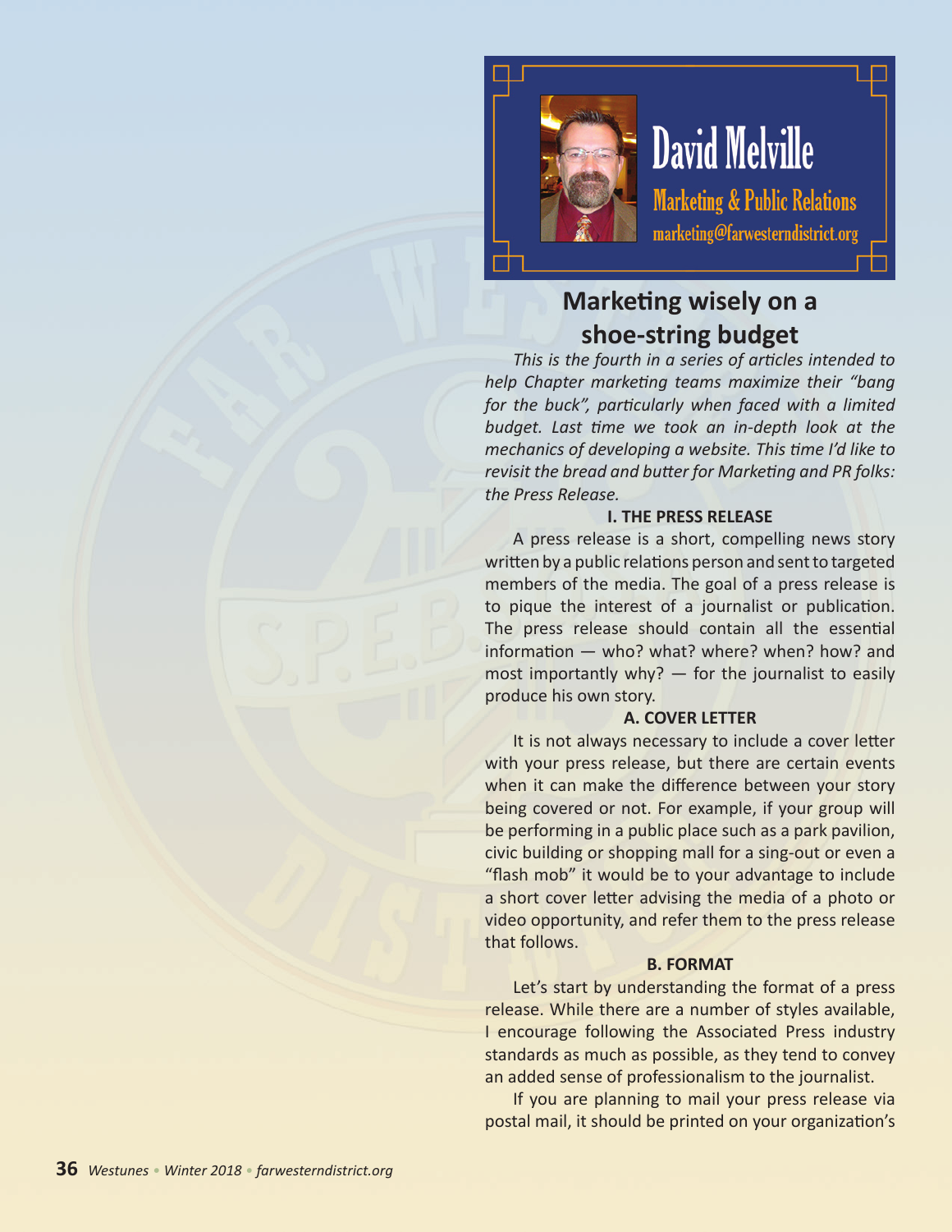David Melville

Marketing & Public Relations

marketing@farwesterndistrict.org

## Marketing wisely on a shoe-string budget

*This is the fourth in a series of articles intended to help Chapter marketing teams maximize their "bang for the buck", particularly when faced with a limited budget. Last time we took an in-depth look at the mechanics of developing a website. This time I'd like to revisit the bread and butter for Marketing and PR folks: the Press Release.*

### I. THE PRESS RELEASE

A press release is a short, compelling news story written by a public relations person and sent to targeted members of the media. The goal of a press release is to pique the interest of a journalist or publication. The press release should contain all the essential information — who? what? where? when? how? and most importantly why? — for the journalist to easily produce his own story.

#### A. COVER LETTER

It is not always necessary to include a cover letter with your press release, but there are certain events when it can make the difference between your story being covered or not. For example, if your group will be performing in a public place such as a park pavilion, civic building or shopping mall for a sing-out or even a "flash mob" it would be to your advantage to include a short cover letter advising the media of a photo or video opportunity, and refer them to the press release that follows.

#### B. FORMAT

Let's start by understanding the format of a press release. While there are a number of styles available, I encourage following the Associated Press industry standards as much as possible, as they tend to convey an added sense of professionalism to the journalist.

If you are planning to mail your press release via postal mail, it should be printed on your organization's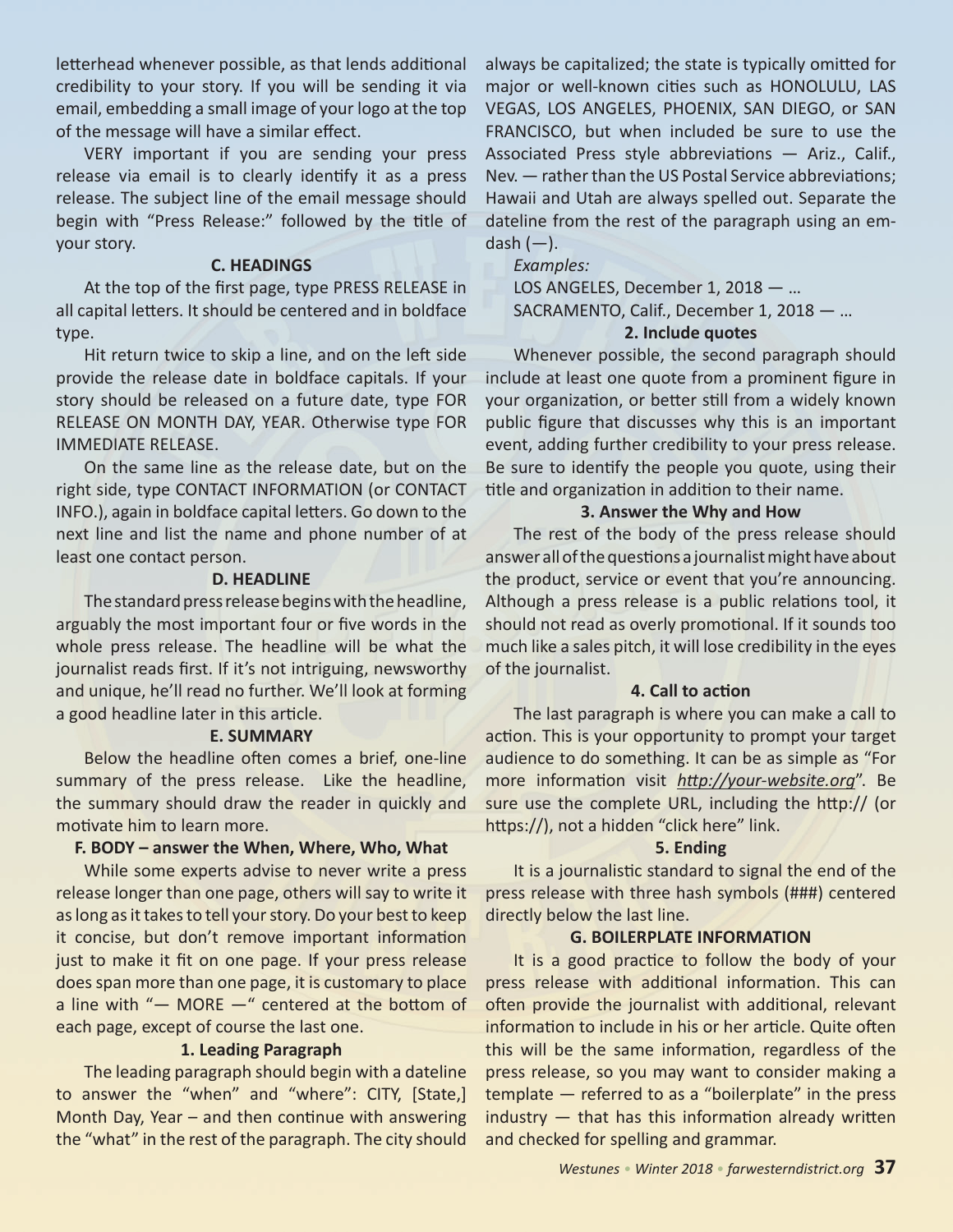letterhead whenever possible, as that lends additional credibility to your story. If you will be sending it via email, embedding a small image of your logo at the top of the message will have a similar effect.

VERY important if you are sending your press release via email is to clearly identify it as a press release. The subject line of the email message should begin with "Press Release:" followed by the title of your story.

### C. HEADINGS

At the top of the first page, type PRESS RELEASE in all capital letters. It should be centered and in boldface type.

Hit return twice to skip a line, and on the left side provide the release date in boldface capitals. If your story should be released on a future date, type FOR RELEASE ON MONTH DAY, YEAR. Otherwise type FOR IMMEDIATE RELEASE.

On the same line as the release date, but on the right side, type CONTACT INFORMATION (or CONTACT INFO.), again in boldface capital letters. Go down to the next line and list the name and phone number of at least one contact person.

### D. HEADLINE

The standard press release begins with the headline, arguably the most important four or five words in the whole press release. The headline will be what the journalist reads first. If it's not intriguing, newsworthy and unique, he'll read no further. We'll look at forming a good headline later in this article.

### E. SUMMARY

Below the headline often comes a brief, one-line summary of the press release. Like the headline, the summary should draw the reader in quickly and motivate him to learn more.

### F. BODY – answer the When, Where, Who, What

While some experts advise to never write a press release longer than one page, others will say to write it as long as it takes to tell your story. Do your best to keep it concise, but don't remove important information just to make it fit on one page. If your press release does span more than one page, it is customary to place a line with "— MORE —" centered at the bottom of each page, except of course the last one.

#### 1. Leading Paragraph

The leading paragraph should begin with a dateline to answer the "when" and "where": CITY, [State,] Month Day, Year – and then continue with answering the "what" in the rest of the paragraph. The city should always be capitalized; the state is typically omitted for major or well-known cities such as HONOLULU, LAS VEGAS, LOS ANGELES, PHOENIX, SAN DIEGO, or SAN FRANCISCO, but when included be sure to use the Associated Press style abbreviations — Ariz., Calif., Nev. — rather than the US Postal Service abbreviations; Hawaii and Utah are always spelled out. Separate the dateline from the rest of the paragraph using an em-dash (—).

*Examples:*

LOS ANGELES, December 1, 2018 — …

SACRAMENTO, Calif., December 1, 2018 — …

#### 2. Include quotes

Whenever possible, the second paragraph should include at least one quote from a prominent figure in your organization, or better still from a widely known public figure that discusses why this is an important event, adding further credibility to your press release. Be sure to identify the people you quote, using their title and organization in addition to their name.

#### 3. Answer the Why and How

The rest of the body of the press release should answer all of the questions a journalist might have about the product, service or event that you're announcing. Although a press release is a public relations tool, it should not read as overly promotional. If it sounds too much like a sales pitch, it will lose credibility in the eyes of the journalist.

#### 4. Call to action

The last paragraph is where you can make a call to action. This is your opportunity to prompt your target audience to do something. It can be as simple as "For more information visit *http://your-website.org*". Be sure use the complete URL, including the http:// (or https://), not a hidden "click here" link.

#### 5. Ending

It is a journalistic standard to signal the end of the press release with three hash symbols (###) centered directly below the last line.

### G. BOILERPLATE INFORMATION

It is a good practice to follow the body of your press release with additional information. This can often provide the journalist with additional, relevant information to include in his or her article. Quite often this will be the same information, regardless of the press release, so you may want to consider making a template — referred to as a "boilerplate" in the press industry — that has this information already written and checked for spelling and grammar.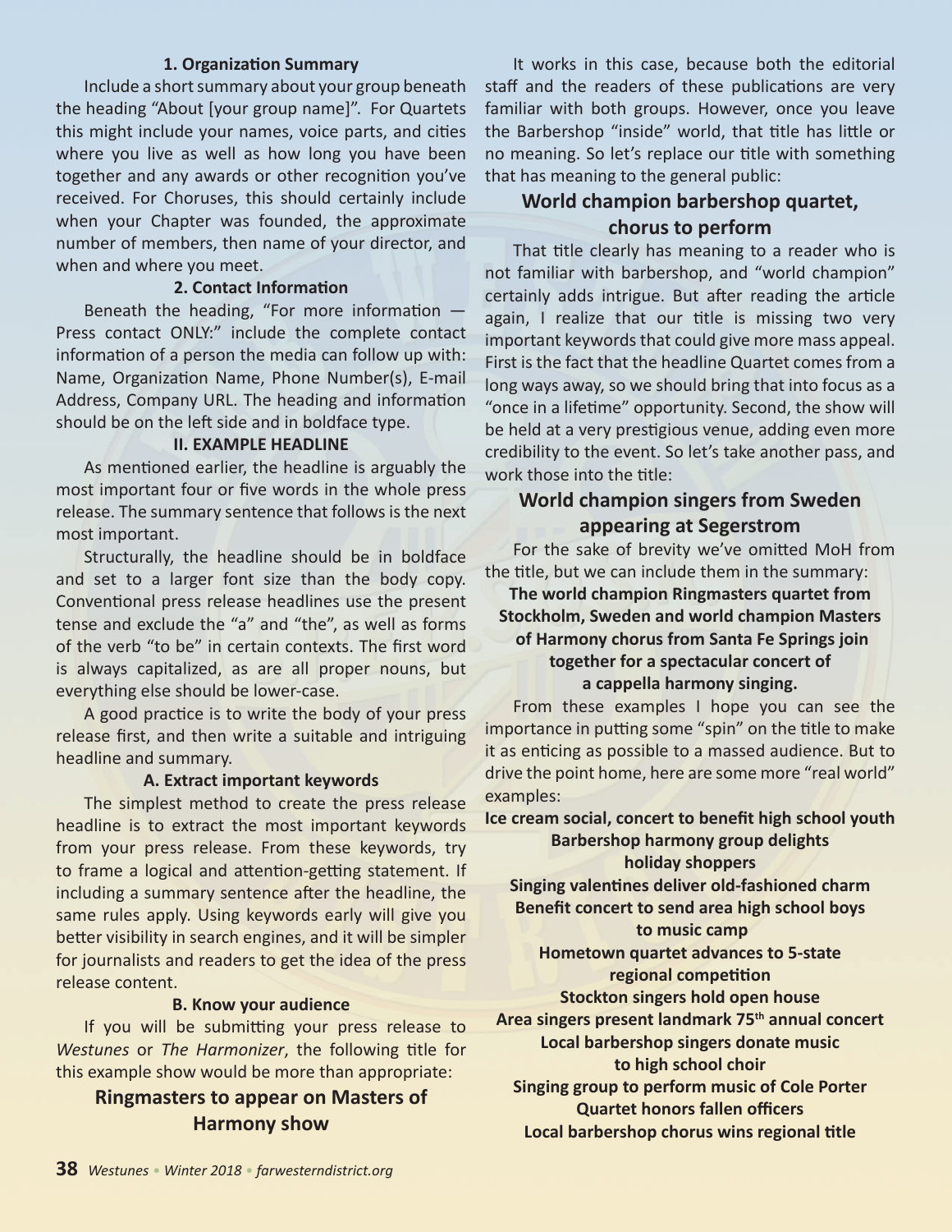#### 1. Organization Summary

Include a short summary about your group beneath the heading "About [your group name]". For Quartets this might include your names, voice parts, and cities where you live as well as how long you have been together and any awards or other recognition you've received. For Choruses, this should certainly include when your Chapter was founded, the approximate number of members, then name of your director, and when and where you meet.

#### 2. Contact Information

Beneath the heading, "For more information — Press contact ONLY:" include the complete contact information of a person the media can follow up with: Name, Organization Name, Phone Number(s), E-mail Address, Company URL. The heading and information should be on the left side and in boldface type.

### II. EXAMPLE HEADLINE

As mentioned earlier, the headline is arguably the most important four or five words in the whole press release. The summary sentence that follows is the next most important.

Structurally, the headline should be in boldface and set to a larger font size than the body copy. Conventional press release headlines use the present tense and exclude the "a" and "the", as well as forms of the verb "to be" in certain contexts. The first word is always capitalized, as are all proper nouns, but everything else should be lower-case.

A good practice is to write the body of your press release first, and then write a suitable and intriguing headline and summary.

#### A. Extract important keywords

The simplest method to create the press release headline is to extract the most important keywords from your press release. From these keywords, try to frame a logical and attention-getting statement. If including a summary sentence after the headline, the same rules apply. Using keywords early will give you better visibility in search engines, and it will be simpler for journalists and readers to get the idea of the press release content.

#### B. Know your audience

If you will be submitting your press release to *Westunes* or *The Harmonizer*, the following title for this example show would be more than appropriate:

**Ringmasters to appear on Masters of Harmony show**

It works in this case, because both the editorial staff and the readers of these publications are very familiar with both groups. However, once you leave the Barbershop "inside" world, that title has little or no meaning. So let's replace our title with something that has meaning to the general public:

**World champion barbershop quartet, chorus to perform**

That title clearly has meaning to a reader who is not familiar with barbershop, and "world champion" certainly adds intrigue. But after reading the article again, I realize that our title is missing two very important keywords that could give more mass appeal. First is the fact that the headline Quartet comes from a long ways away, so we should bring that into focus as a "once in a lifetime" opportunity. Second, the show will be held at a very prestigious venue, adding even more credibility to the event. So let's take another pass, and work those into the title:

**World champion singers from Sweden appearing at Segerstrom**

For the sake of brevity we've omitted MoH from the title, but we can include them in the summary:

**The world champion Ringmasters quartet from Stockholm, Sweden and world champion Masters of Harmony chorus from Santa Fe Springs join together for a spectacular concert of a cappella harmony singing.**

From these examples I hope you can see the importance in putting some "spin" on the title to make it as enticing as possible to a massed audience. But to drive the point home, here are some more "real world" examples:

**Ice cream social, concert to benefit high school youth**

**Barbershop harmony group delights holiday shoppers**

**Singing valentines deliver old-fashioned charm**

**Benefit concert to send area high school boys to music camp**

**Hometown quartet advances to 5-state regional competition**

**Stockton singers hold open house**

**Area singers present landmark 75th annual concert**

**Local barbershop singers donate music to high school choir**

**Singing group to perform music of Cole Porter**

**Quartet honors fallen officers**

**Local barbershop chorus wins regional title**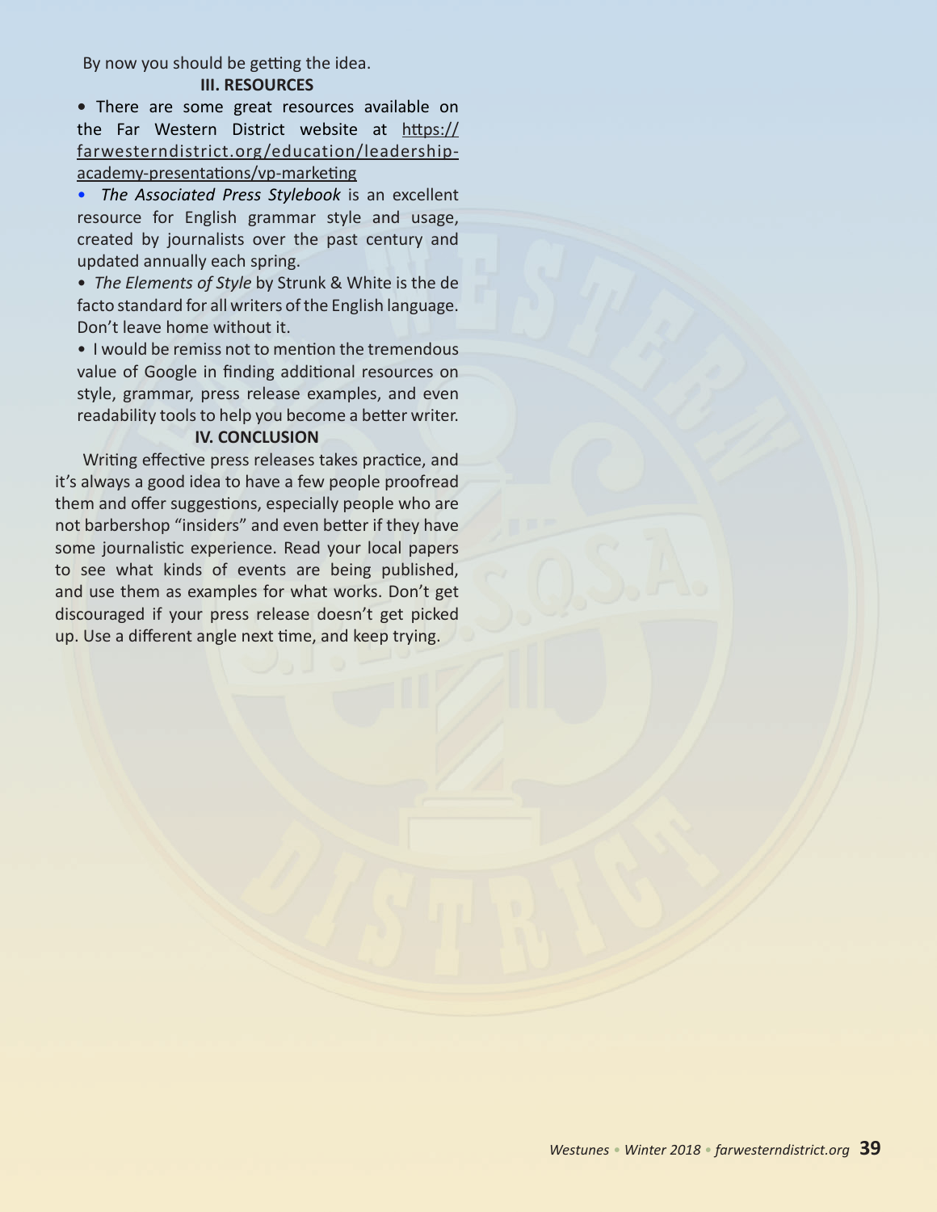By now you should be getting the idea.

### III. RESOURCES

- There are some great resources available on the Far Western District website at https://farwesterndistrict.org/education/leadership-academy-presentations/vp-marketing
- *The Associated Press Stylebook* is an excellent resource for English grammar style and usage, created by journalists over the past century and updated annually each spring.
- *The Elements of Style* by Strunk & White is the de facto standard for all writers of the English language. Don't leave home without it.
- I would be remiss not to mention the tremendous value of Google in finding additional resources on style, grammar, press release examples, and even readability tools to help you become a better writer.

### IV. CONCLUSION

Writing effective press releases takes practice, and it's always a good idea to have a few people proofread them and offer suggestions, especially people who are not barbershop "insiders" and even better if they have some journalistic experience. Read your local papers to see what kinds of events are being published, and use them as examples for what works. Don't get discouraged if your press release doesn't get picked up. Use a different angle next time, and keep trying.